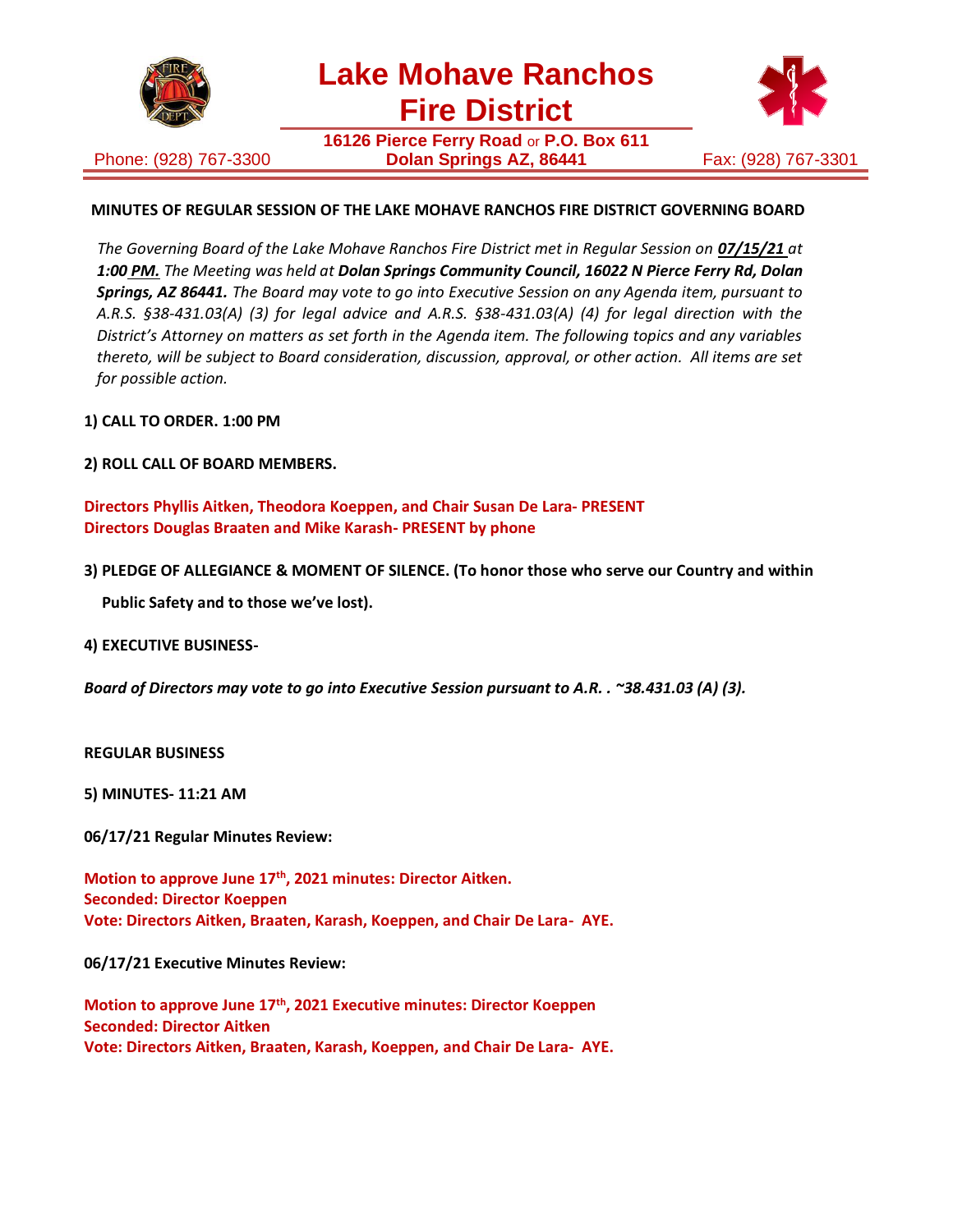# Lake Mohave Ranchos Fire District

**16126 Pierce Ferry Road** or **P.O. Box 611**
**Dolan Springs AZ, 86441**

Phone: (928) 767-3300 Fax: (928) 767-3301

**MINUTES OF REGULAR SESSION OF THE LAKE MOHAVE RANCHOS FIRE DISTRICT GOVERNING BOARD**

*The Governing Board of the Lake Mohave Ranchos Fire District met in Regular Session on **07/15/21** at **1:00 PM.** The Meeting was held at **Dolan Springs Community Council, 16022 N Pierce Ferry Rd, Dolan Springs, AZ 86441.** The Board may vote to go into Executive Session on any Agenda item, pursuant to A.R.S. §38-431.03(A) (3) for legal advice and A.R.S. §38-431.03(A) (4) for legal direction with the District's Attorney on matters as set forth in the Agenda item. The following topics and any variables thereto, will be subject to Board consideration, discussion, approval, or other action. All items are set for possible action.*

**1) CALL TO ORDER. 1:00 PM**

**2) ROLL CALL OF BOARD MEMBERS.**

**Directors Phyllis Aitken, Theodora Koeppen, and Chair Susan De Lara- PRESENT**
**Directors Douglas Braaten and Mike Karash- PRESENT by phone**

**3) PLEDGE OF ALLEGIANCE & MOMENT OF SILENCE. (To honor those who serve our Country and within Public Safety and to those we've lost).**

**4) EXECUTIVE BUSINESS-**

***Board of Directors may vote to go into Executive Session pursuant to A.R. . ~38.431.03 (A) (3).***

**REGULAR BUSINESS**

**5) MINUTES- 11:21 AM**

**06/17/21 Regular Minutes Review:**

**Motion to approve June 17th, 2021 minutes: Director Aitken.**
**Seconded: Director Koeppen**
**Vote: Directors Aitken, Braaten, Karash, Koeppen, and Chair De Lara- AYE.**

**06/17/21 Executive Minutes Review:**

**Motion to approve June 17th, 2021 Executive minutes: Director Koeppen**
**Seconded: Director Aitken**
**Vote: Directors Aitken, Braaten, Karash, Koeppen, and Chair De Lara- AYE.**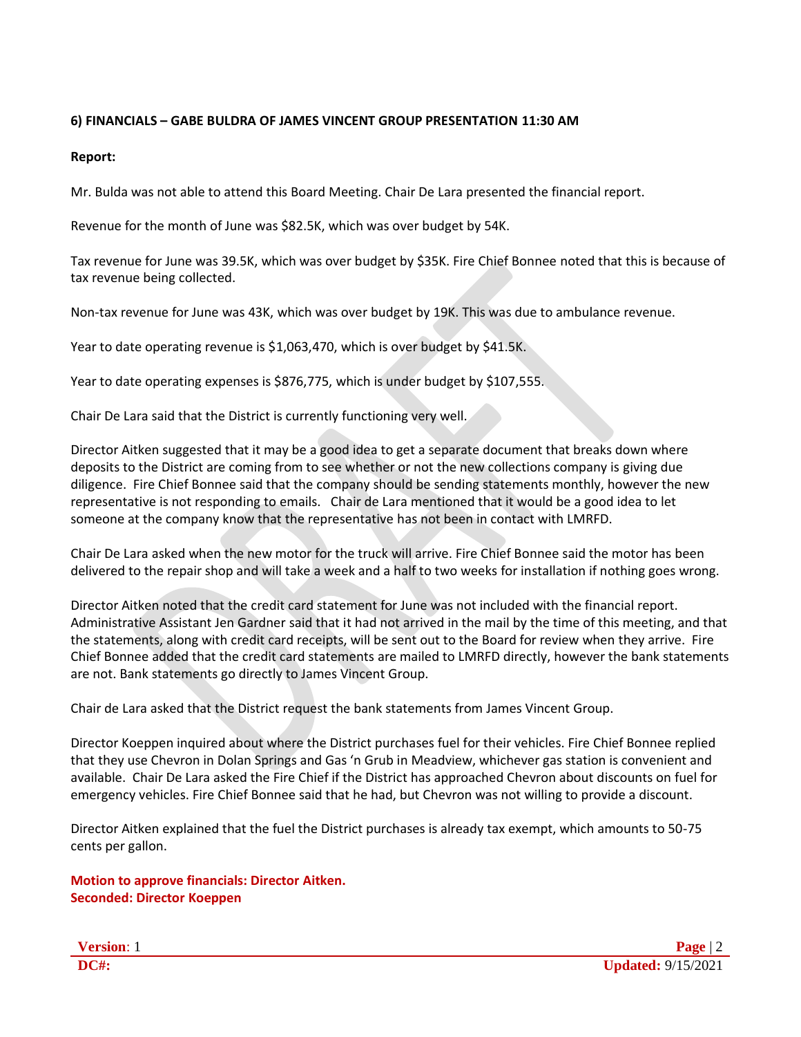**6) FINANCIALS – GABE BULDRA OF JAMES VINCENT GROUP PRESENTATION 11:30 AM**

**Report:**

Mr. Bulda was not able to attend this Board Meeting. Chair De Lara presented the financial report.

Revenue for the month of June was $82.5K, which was over budget by 54K.

Tax revenue for June was 39.5K, which was over budget by $35K. Fire Chief Bonnee noted that this is because of tax revenue being collected.

Non-tax revenue for June was 43K, which was over budget by 19K. This was due to ambulance revenue.

Year to date operating revenue is $1,063,470, which is over budget by $41.5K.

Year to date operating expenses is $876,775, which is under budget by $107,555.

Chair De Lara said that the District is currently functioning very well.

Director Aitken suggested that it may be a good idea to get a separate document that breaks down where deposits to the District are coming from to see whether or not the new collections company is giving due diligence. Fire Chief Bonnee said that the company should be sending statements monthly, however the new representative is not responding to emails. Chair de Lara mentioned that it would be a good idea to let someone at the company know that the representative has not been in contact with LMRFD.

Chair De Lara asked when the new motor for the truck will arrive. Fire Chief Bonnee said the motor has been delivered to the repair shop and will take a week and a half to two weeks for installation if nothing goes wrong.

Director Aitken noted that the credit card statement for June was not included with the financial report. Administrative Assistant Jen Gardner said that it had not arrived in the mail by the time of this meeting, and that the statements, along with credit card receipts, will be sent out to the Board for review when they arrive. Fire Chief Bonnee added that the credit card statements are mailed to LMRFD directly, however the bank statements are not. Bank statements go directly to James Vincent Group.

Chair de Lara asked that the District request the bank statements from James Vincent Group.

Director Koeppen inquired about where the District purchases fuel for their vehicles. Fire Chief Bonnee replied that they use Chevron in Dolan Springs and Gas 'n Grub in Meadview, whichever gas station is convenient and available. Chair De Lara asked the Fire Chief if the District has approached Chevron about discounts on fuel for emergency vehicles. Fire Chief Bonnee said that he had, but Chevron was not willing to provide a discount.

Director Aitken explained that the fuel the District purchases is already tax exempt, which amounts to 50-75 cents per gallon.

**Motion to approve financials: Director Aitken.**
**Seconded: Director Koeppen**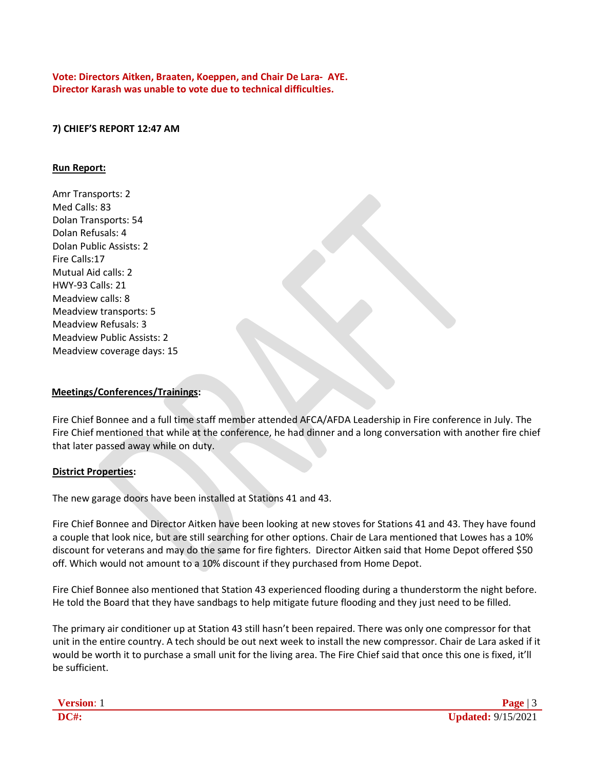**Vote: Directors Aitken, Braaten, Koeppen, and Chair De Lara- AYE.**
**Director Karash was unable to vote due to technical difficulties.**

**7) CHIEF'S REPORT 12:47 AM**

**Run Report:**

Amr Transports: 2
Med Calls: 83
Dolan Transports: 54
Dolan Refusals: 4
Dolan Public Assists: 2
Fire Calls:17
Mutual Aid calls: 2
HWY-93 Calls: 21
Meadview calls: 8
Meadview transports: 5
Meadview Refusals: 3
Meadview Public Assists: 2
Meadview coverage days: 15

**Meetings/Conferences/Trainings:**

Fire Chief Bonnee and a full time staff member attended AFCA/AFDA Leadership in Fire conference in July. The Fire Chief mentioned that while at the conference, he had dinner and a long conversation with another fire chief that later passed away while on duty.

**District Properties:**

The new garage doors have been installed at Stations 41 and 43.

Fire Chief Bonnee and Director Aitken have been looking at new stoves for Stations 41 and 43. They have found a couple that look nice, but are still searching for other options. Chair de Lara mentioned that Lowes has a 10% discount for veterans and may do the same for fire fighters. Director Aitken said that Home Depot offered $50 off. Which would not amount to a 10% discount if they purchased from Home Depot.

Fire Chief Bonnee also mentioned that Station 43 experienced flooding during a thunderstorm the night before. He told the Board that they have sandbags to help mitigate future flooding and they just need to be filled.

The primary air conditioner up at Station 43 still hasn't been repaired. There was only one compressor for that unit in the entire country. A tech should be out next week to install the new compressor. Chair de Lara asked if it would be worth it to purchase a small unit for the living area. The Fire Chief said that once this one is fixed, it'll be sufficient.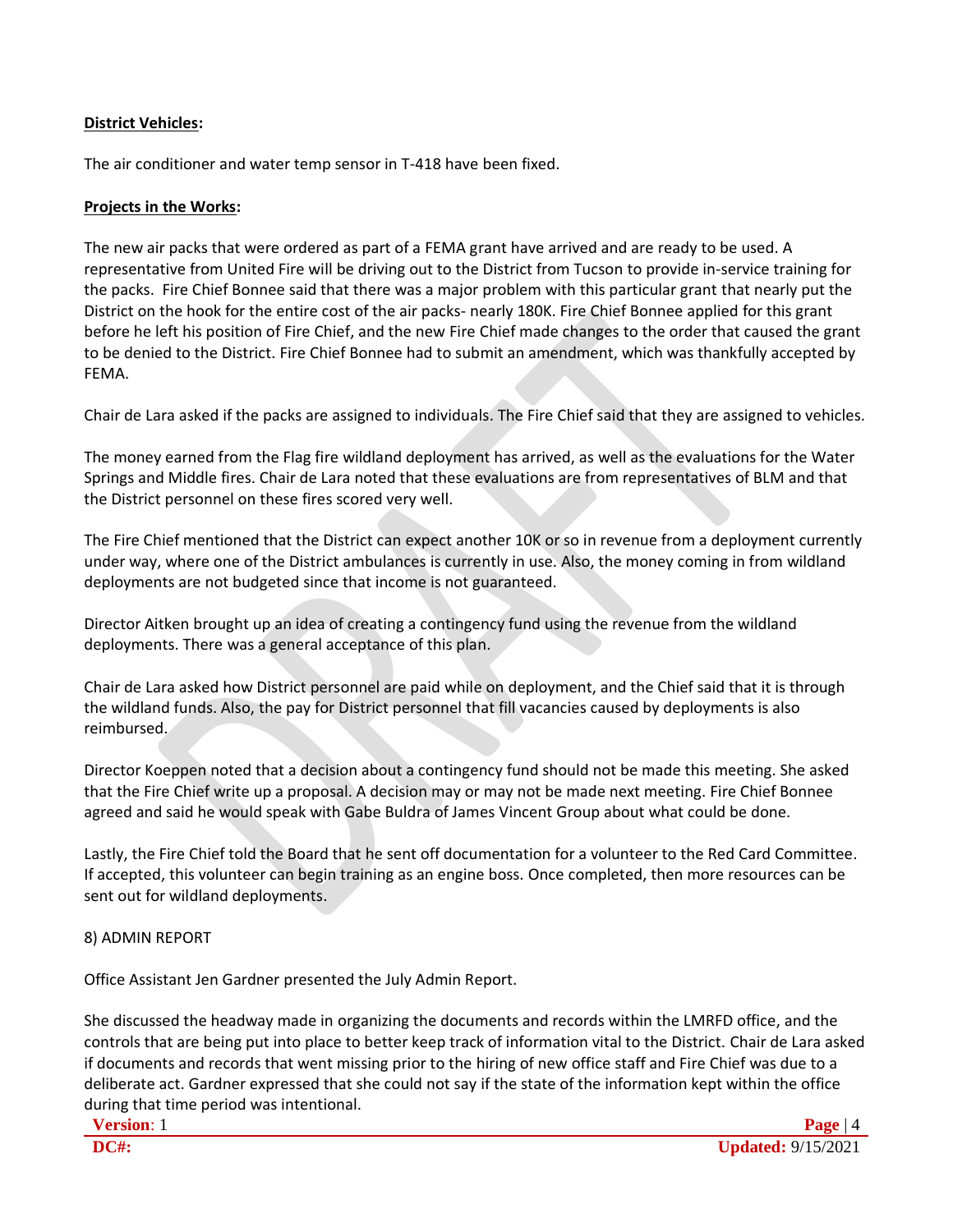**District Vehicles:**

The air conditioner and water temp sensor in T-418 have been fixed.

**Projects in the Works:**

The new air packs that were ordered as part of a FEMA grant have arrived and are ready to be used. A representative from United Fire will be driving out to the District from Tucson to provide in-service training for the packs. Fire Chief Bonnee said that there was a major problem with this particular grant that nearly put the District on the hook for the entire cost of the air packs- nearly 180K. Fire Chief Bonnee applied for this grant before he left his position of Fire Chief, and the new Fire Chief made changes to the order that caused the grant to be denied to the District. Fire Chief Bonnee had to submit an amendment, which was thankfully accepted by FEMA.

Chair de Lara asked if the packs are assigned to individuals. The Fire Chief said that they are assigned to vehicles.

The money earned from the Flag fire wildland deployment has arrived, as well as the evaluations for the Water Springs and Middle fires. Chair de Lara noted that these evaluations are from representatives of BLM and that the District personnel on these fires scored very well.

The Fire Chief mentioned that the District can expect another 10K or so in revenue from a deployment currently under way, where one of the District ambulances is currently in use. Also, the money coming in from wildland deployments are not budgeted since that income is not guaranteed.

Director Aitken brought up an idea of creating a contingency fund using the revenue from the wildland deployments. There was a general acceptance of this plan.

Chair de Lara asked how District personnel are paid while on deployment, and the Chief said that it is through the wildland funds. Also, the pay for District personnel that fill vacancies caused by deployments is also reimbursed.

Director Koeppen noted that a decision about a contingency fund should not be made this meeting. She asked that the Fire Chief write up a proposal. A decision may or may not be made next meeting. Fire Chief Bonnee agreed and said he would speak with Gabe Buldra of James Vincent Group about what could be done.

Lastly, the Fire Chief told the Board that he sent off documentation for a volunteer to the Red Card Committee. If accepted, this volunteer can begin training as an engine boss. Once completed, then more resources can be sent out for wildland deployments.

8) ADMIN REPORT

Office Assistant Jen Gardner presented the July Admin Report.

She discussed the headway made in organizing the documents and records within the LMRFD office, and the controls that are being put into place to better keep track of information vital to the District. Chair de Lara asked if documents and records that went missing prior to the hiring of new office staff and Fire Chief was due to a deliberate act. Gardner expressed that she could not say if the state of the information kept within the office during that time period was intentional.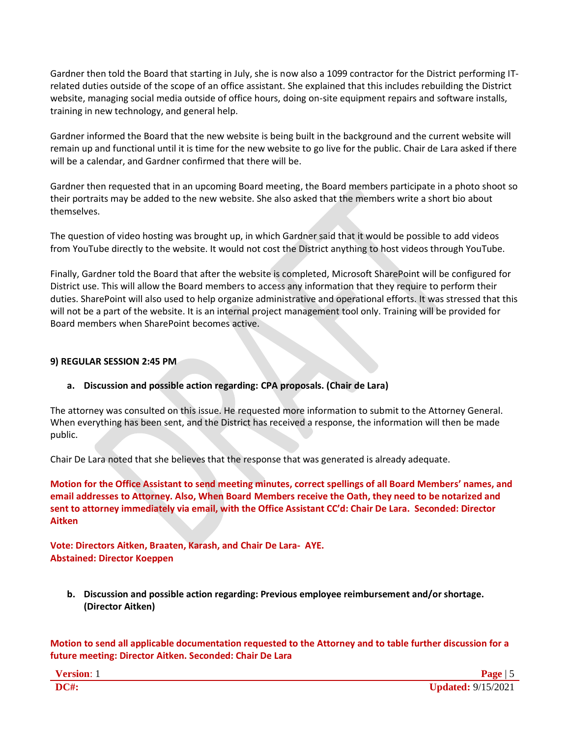Gardner then told the Board that starting in July, she is now also a 1099 contractor for the District performing IT-related duties outside of the scope of an office assistant. She explained that this includes rebuilding the District website, managing social media outside of office hours, doing on-site equipment repairs and software installs, training in new technology, and general help.

Gardner informed the Board that the new website is being built in the background and the current website will remain up and functional until it is time for the new website to go live for the public. Chair de Lara asked if there will be a calendar, and Gardner confirmed that there will be.

Gardner then requested that in an upcoming Board meeting, the Board members participate in a photo shoot so their portraits may be added to the new website. She also asked that the members write a short bio about themselves.

The question of video hosting was brought up, in which Gardner said that it would be possible to add videos from YouTube directly to the website. It would not cost the District anything to host videos through YouTube.

Finally, Gardner told the Board that after the website is completed, Microsoft SharePoint will be configured for District use. This will allow the Board members to access any information that they require to perform their duties. SharePoint will also used to help organize administrative and operational efforts. It was stressed that this will not be a part of the website. It is an internal project management tool only. Training will be provided for Board members when SharePoint becomes active.

**9) REGULAR SESSION 2:45 PM**

**a. Discussion and possible action regarding: CPA proposals. (Chair de Lara)**

The attorney was consulted on this issue. He requested more information to submit to the Attorney General. When everything has been sent, and the District has received a response, the information will then be made public.

Chair De Lara noted that she believes that the response that was generated is already adequate.

**Motion for the Office Assistant to send meeting minutes, correct spellings of all Board Members' names, and email addresses to Attorney. Also, When Board Members receive the Oath, they need to be notarized and sent to attorney immediately via email, with the Office Assistant CC'd: Chair De Lara. Seconded: Director Aitken**

**Vote: Directors Aitken, Braaten, Karash, and Chair De Lara- AYE.**
**Abstained: Director Koeppen**

**b. Discussion and possible action regarding: Previous employee reimbursement and/or shortage. (Director Aitken)**

**Motion to send all applicable documentation requested to the Attorney and to table further discussion for a future meeting: Director Aitken. Seconded: Chair De Lara**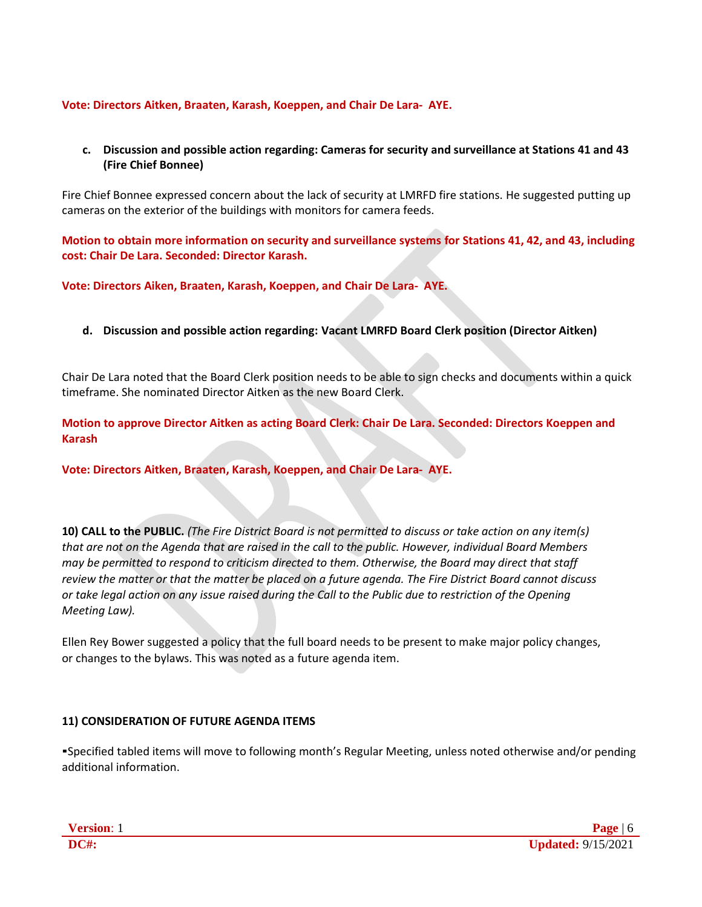**Vote: Directors Aitken, Braaten, Karash, Koeppen, and Chair De Lara- AYE.**

**c. Discussion and possible action regarding: Cameras for security and surveillance at Stations 41 and 43 (Fire Chief Bonnee)**

Fire Chief Bonnee expressed concern about the lack of security at LMRFD fire stations. He suggested putting up cameras on the exterior of the buildings with monitors for camera feeds.

**Motion to obtain more information on security and surveillance systems for Stations 41, 42, and 43, including cost: Chair De Lara. Seconded: Director Karash.**

**Vote: Directors Aiken, Braaten, Karash, Koeppen, and Chair De Lara- AYE.**

**d. Discussion and possible action regarding: Vacant LMRFD Board Clerk position (Director Aitken)**

Chair De Lara noted that the Board Clerk position needs to be able to sign checks and documents within a quick timeframe. She nominated Director Aitken as the new Board Clerk.

**Motion to approve Director Aitken as acting Board Clerk: Chair De Lara. Seconded: Directors Koeppen and Karash**

**Vote: Directors Aitken, Braaten, Karash, Koeppen, and Chair De Lara- AYE.**

**10) CALL to the PUBLIC.** *(The Fire District Board is not permitted to discuss or take action on any item(s) that are not on the Agenda that are raised in the call to the public. However, individual Board Members may be permitted to respond to criticism directed to them. Otherwise, the Board may direct that staff review the matter or that the matter be placed on a future agenda. The Fire District Board cannot discuss or take legal action on any issue raised during the Call to the Public due to restriction of the Opening Meeting Law).*

Ellen Rey Bower suggested a policy that the full board needs to be present to make major policy changes, or changes to the bylaws. This was noted as a future agenda item.

**11) CONSIDERATION OF FUTURE AGENDA ITEMS**

▪Specified tabled items will move to following month's Regular Meeting, unless noted otherwise and/or pending additional information.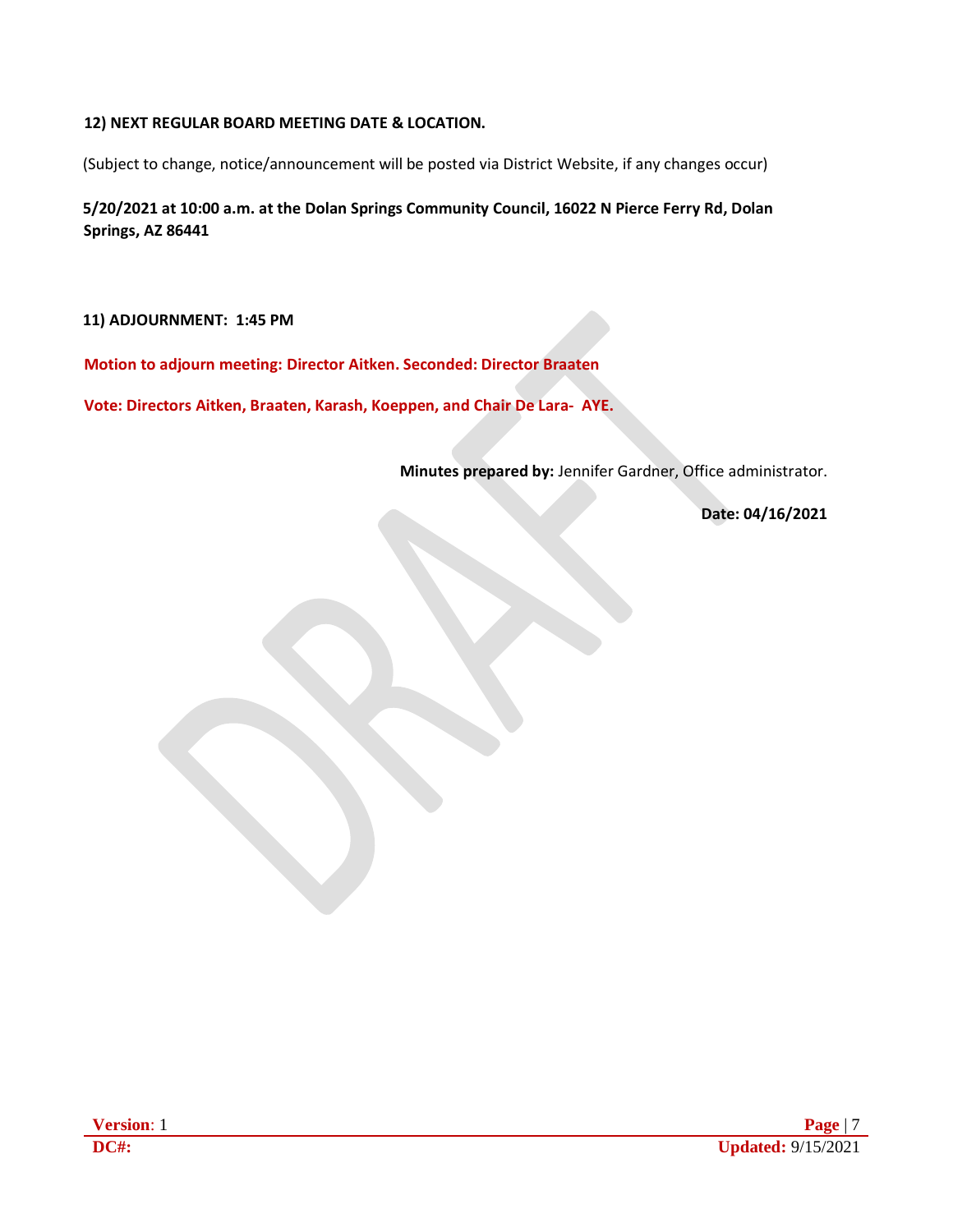**12) NEXT REGULAR BOARD MEETING DATE & LOCATION.**

(Subject to change, notice/announcement will be posted via District Website, if any changes occur)

**5/20/2021 at 10:00 a.m. at the Dolan Springs Community Council, 16022 N Pierce Ferry Rd, Dolan Springs, AZ 86441**

**11) ADJOURNMENT: 1:45 PM**

**Motion to adjourn meeting: Director Aitken. Seconded: Director Braaten**

**Vote: Directors Aitken, Braaten, Karash, Koeppen, and Chair De Lara- AYE.**

**Minutes prepared by:** Jennifer Gardner, Office administrator.

**Date: 04/16/2021**

**Version**: 1

**DC#:**

**Updated:** 9/15/2021